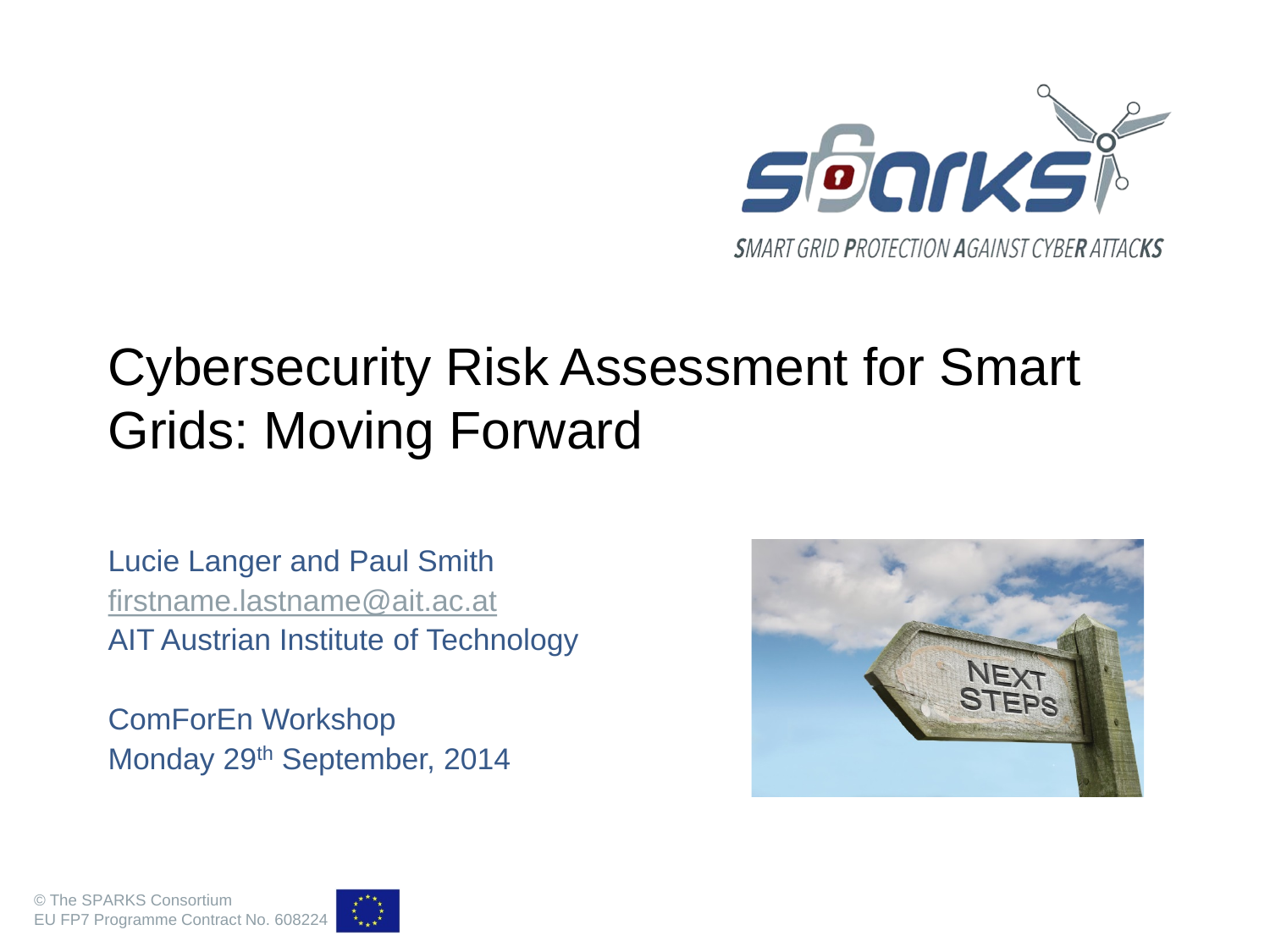SMART GRID PROTECTION AGAINST CYBER ATTACKS

# Cybersecurity Risk Assessment for Smart Grids: Moving Forward

Lucie Langer and Paul Smith
firstname.lastname@ait.ac.at
AIT Austrian Institute of Technology

ComForEn Workshop
Monday 29th September, 2014

© The SPARKS Consortium
EU FP7 Programme Contract No. 608224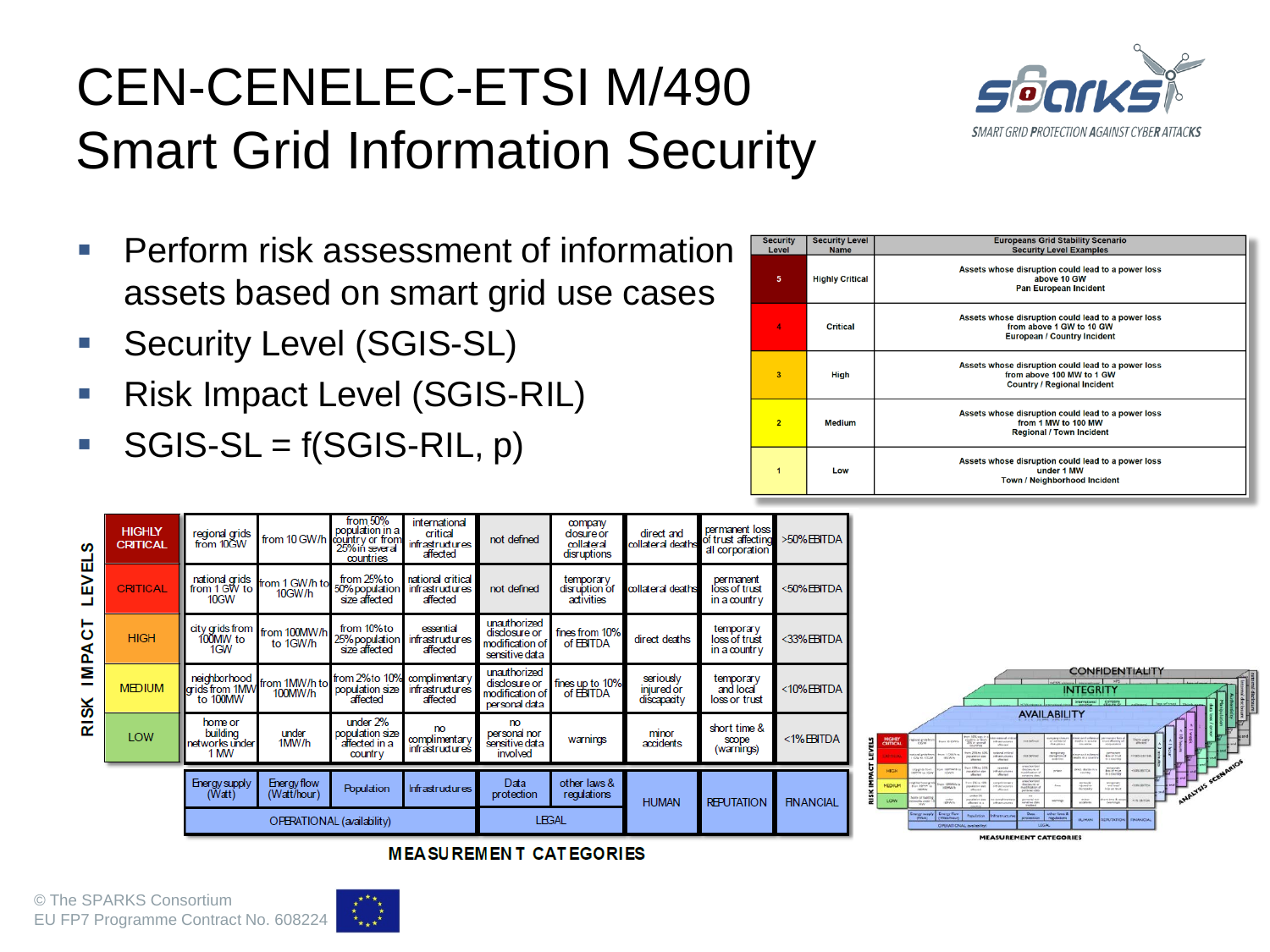# CEN-CENELEC-ETSI M/490 Smart Grid Information Security

- Perform risk assessment of information assets based on smart grid use cases
- Security Level (SGIS-SL)
- Risk Impact Level (SGIS-RIL)
- SGIS-SL = f(SGIS-RIL, p)

| Security Level | Security Level Name | Europeans Grid Stability Scenario Security Level Examples |
|---|---|---|
| 5 | Highly Critical | Assets whose disruption could lead to a power loss above 10 GW Pan European Incident |
| 4 | Critical | Assets whose disruption could lead to a power loss from above 1 GW to 10 GW European / Country Incident |
| 3 | High | Assets whose disruption could lead to a power loss from above 100 MW to 1 GW Country / Regional Incident |
| 2 | Medium | Assets whose disruption could lead to a power loss from 1 MW to 100 MW Regional / Town Incident |
| 1 | Low | Assets whose disruption could lead to a power loss under 1 MW Town / Neighborhood Incident |

**RISK IMPACT LEVELS**

| | Energy supply (Watt) | Energy flow (Watt/hour) | Population | Infrastructures | Data protection | other laws & regulations | HUMAN | REPUTATION | FINANCIAL |
|---|---|---|---|---|---|---|---|---|---|
| | OPERATIONAL (availability) | | | | LEGAL | | | | |
| HIGHLY CRITICAL | regional grids from 10GW | from 10 GW/h | from 50% population in a country or from 25% in several countries | international critical infrastructures affected | not defined | company closure or collateral disruptions | direct and collateral deaths | permanent loss of trust affecting all corporation | >50% EBITDA |
| CRITICAL | national grids from 1 GW to 10GW | from 1 GW/h to 10GW/h | from 25% to 50% population size affected | national critical infrastructures affected | not defined | temporary disruption of activities | collateral deaths | permanent loss of trust in a country | <50% EBITDA |
| HIGH | city grids from 100MW to 1GW | from 100MW/h to 1GW/h | from 10% to 25% population size affected | essential infrastructures affected | unauthorized disclosure or modification of sensitive data | fines from 10% of EBITDA | direct deaths | temporary loss of trust in a country | <33% EBITDA |
| MEDIUM | neighborhood grids from 1MW to 100MW | from 1MW/h to 100MW/h | from 2% to 10% population size affected | complimentary infrastructures affected | unauthorized disclosure or modification of personal data | fines up to 10% of EBITDA | seriously injured or discapacity | temporary and local loss of trust | <10% EBITDA |
| LOW | home or building networks under 1 MW | under 1MW/h | under 2% population size affected in a country | no complimentary infrastructures | no personal nor sensitive data involved | warnings | minor accidents | short time & scope (warnings) | <1% EBITDA |

**MEASUREMENT CATEGORIES**

CONFIDENTIALITY / INTEGRITY / AVAILABILITY — ANALYSIS SCENARIOS

© The SPARKS Consortium
EU FP7 Programme Contract No. 608224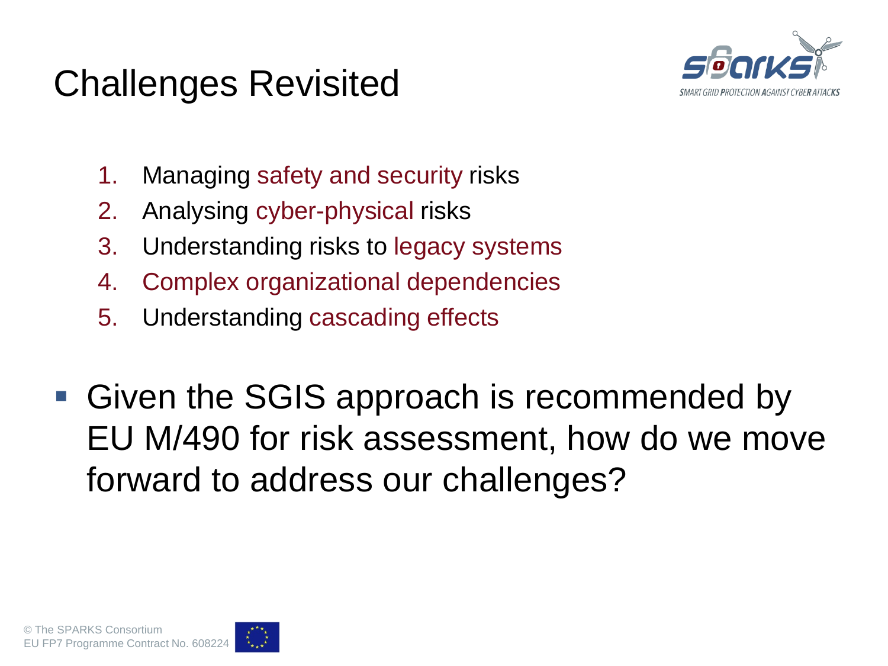# Challenges Revisited

1. Managing safety and security risks
2. Analysing cyber-physical risks
3. Understanding risks to legacy systems
4. Complex organizational dependencies
5. Understanding cascading effects

- Given the SGIS approach is recommended by EU M/490 for risk assessment, how do we move forward to address our challenges?

© The SPARKS Consortium
EU FP7 Programme Contract No. 608224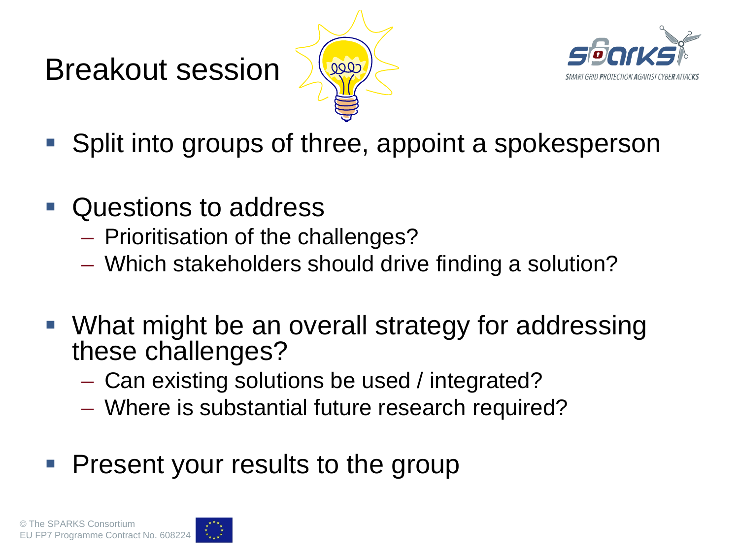# Breakout session

- Split into groups of three, appoint a spokesperson
- Questions to address
  - Prioritisation of the challenges?
  - Which stakeholders should drive finding a solution?
- What might be an overall strategy for addressing these challenges?
  - Can existing solutions be used / integrated?
  - Where is substantial future research required?
- Present your results to the group